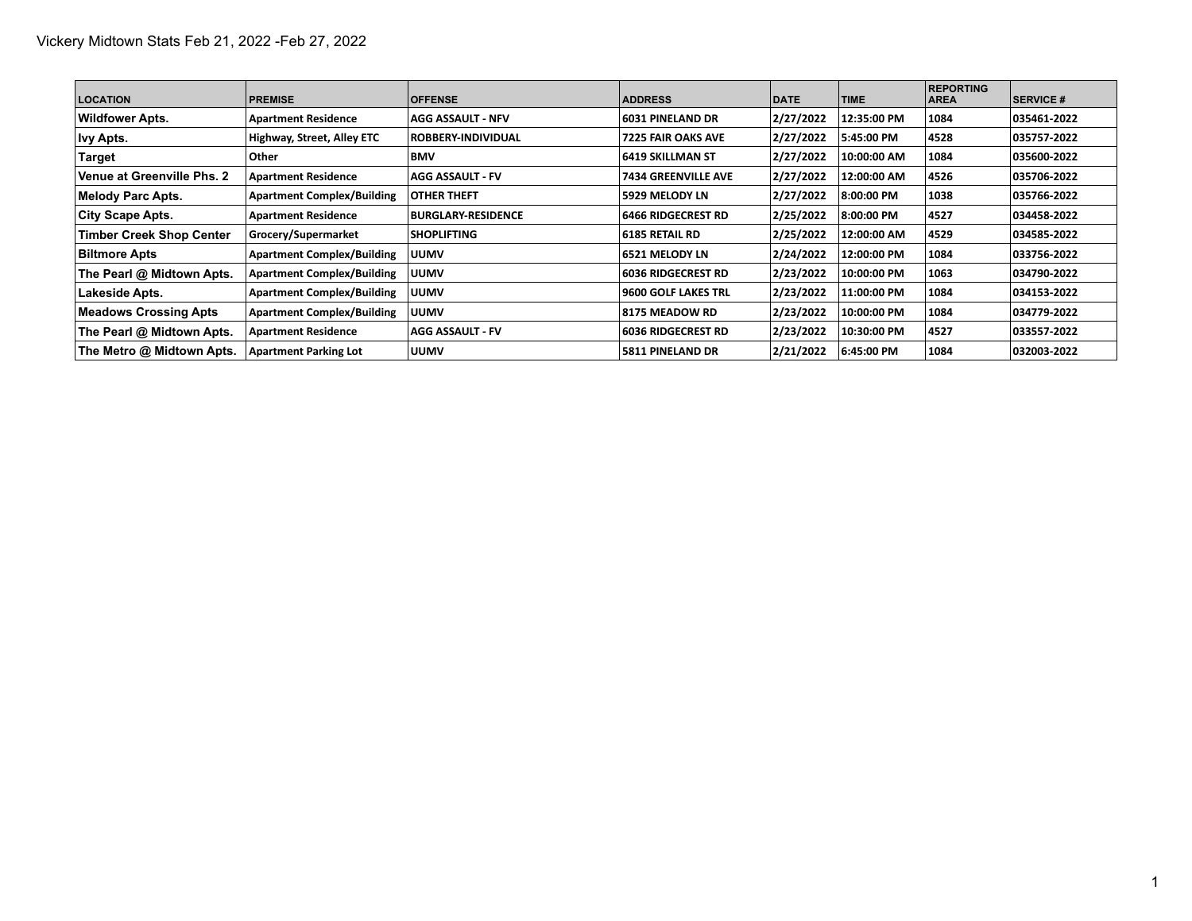Vickery Midtown Stats Feb 21, 2022 -Feb 27, 2022

| LOCATION | PREMISE | OFFENSE | ADDRESS | DATE | TIME | REPORTING AREA | SERVICE # |
|---|---|---|---|---|---|---|---|
| Wildfower Apts. | Apartment Residence | AGG ASSAULT - NFV | 6031 PINELAND DR | 2/27/2022 | 12:35:00 PM | 1084 | 035461-2022 |
| Ivy Apts. | Highway, Street, Alley ETC | ROBBERY-INDIVIDUAL | 7225 FAIR OAKS AVE | 2/27/2022 | 5:45:00 PM | 4528 | 035757-2022 |
| Target | Other | BMV | 6419 SKILLMAN ST | 2/27/2022 | 10:00:00 AM | 1084 | 035600-2022 |
| Venue at Greenville Phs. 2 | Apartment Residence | AGG ASSAULT - FV | 7434 GREENVILLE AVE | 2/27/2022 | 12:00:00 AM | 4526 | 035706-2022 |
| Melody Parc Apts. | Apartment Complex/Building | OTHER THEFT | 5929 MELODY LN | 2/27/2022 | 8:00:00 PM | 1038 | 035766-2022 |
| City Scape Apts. | Apartment Residence | BURGLARY-RESIDENCE | 6466 RIDGECREST RD | 2/25/2022 | 8:00:00 PM | 4527 | 034458-2022 |
| Timber Creek Shop Center | Grocery/Supermarket | SHOPLIFTING | 6185 RETAIL RD | 2/25/2022 | 12:00:00 AM | 4529 | 034585-2022 |
| Biltmore Apts | Apartment Complex/Building | UUMV | 6521 MELODY LN | 2/24/2022 | 12:00:00 PM | 1084 | 033756-2022 |
| The Pearl @ Midtown Apts. | Apartment Complex/Building | UUMV | 6036 RIDGECREST RD | 2/23/2022 | 10:00:00 PM | 1063 | 034790-2022 |
| Lakeside Apts. | Apartment Complex/Building | UUMV | 9600 GOLF LAKES TRL | 2/23/2022 | 11:00:00 PM | 1084 | 034153-2022 |
| Meadows Crossing Apts | Apartment Complex/Building | UUMV | 8175 MEADOW RD | 2/23/2022 | 10:00:00 PM | 1084 | 034779-2022 |
| The Pearl @ Midtown Apts. | Apartment Residence | AGG ASSAULT - FV | 6036 RIDGECREST RD | 2/23/2022 | 10:30:00 PM | 4527 | 033557-2022 |
| The Metro @ Midtown Apts. | Apartment Parking Lot | UUMV | 5811 PINELAND DR | 2/21/2022 | 6:45:00 PM | 1084 | 032003-2022 |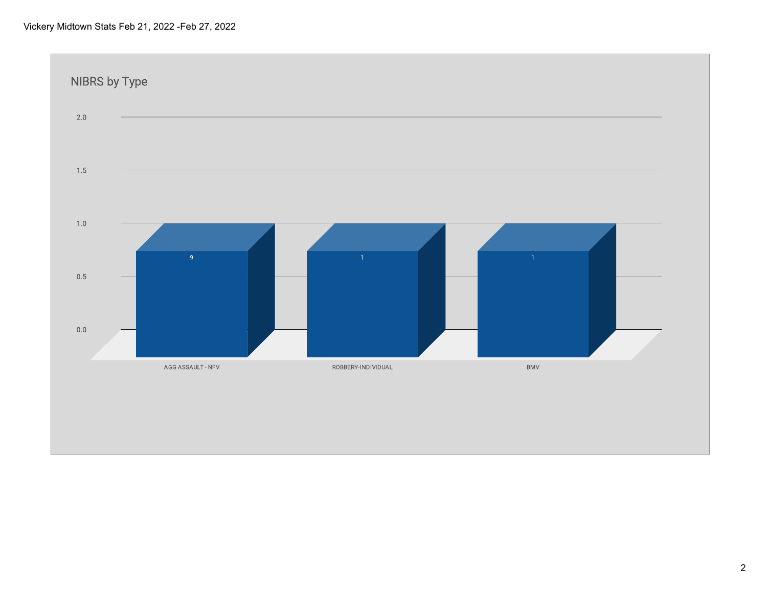Vickery Midtown Stats Feb 21, 2022 -Feb 27, 2022

## NIBRS by Type

| Type | Count |
|---|---|
| AGG ASSAULT - NFV | 9 |
| ROBBERY-INDIVIDUAL | 1 |
| BMV | 1 |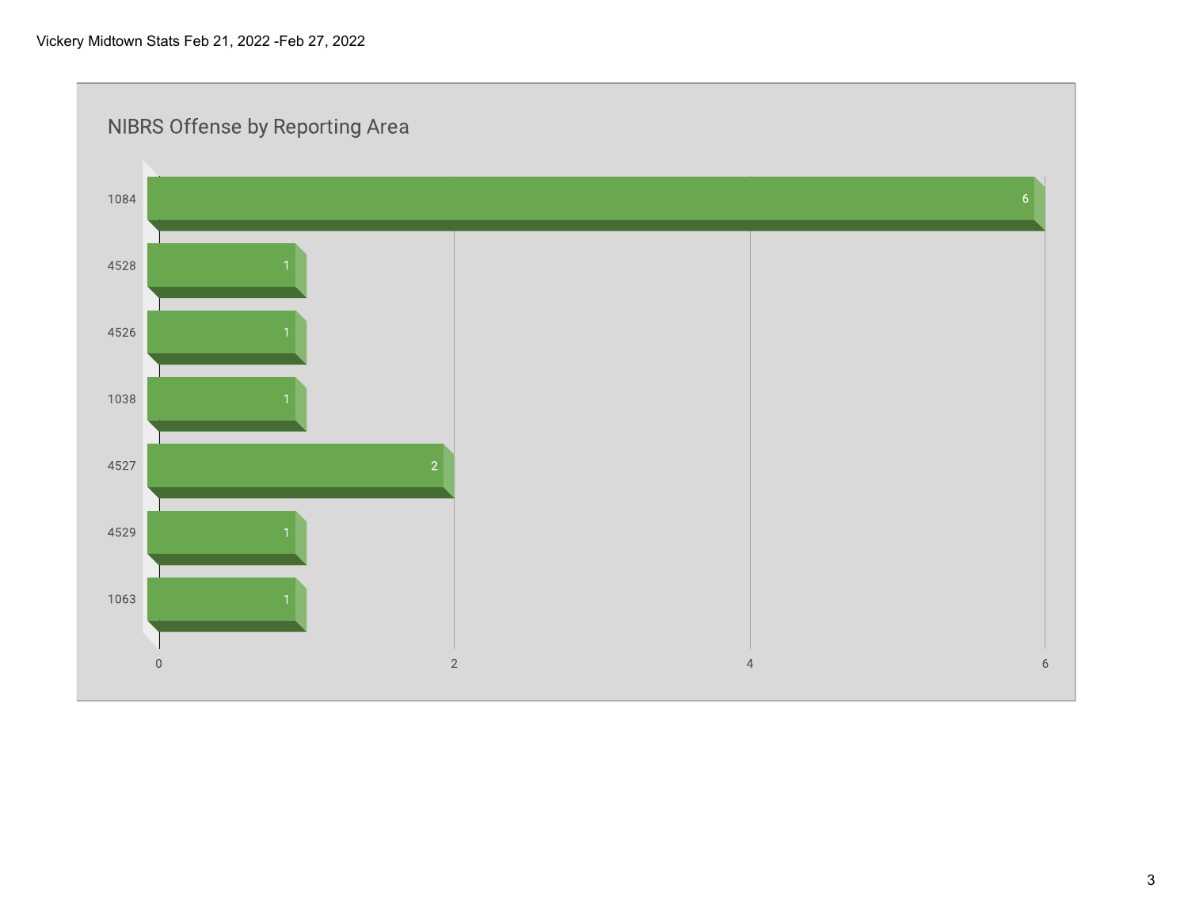Vickery Midtown Stats Feb 21, 2022 -Feb 27, 2022

## NIBRS Offense by Reporting Area

| Reporting Area | Count |
|---|---|
| 1084 | 6 |
| 4528 | 1 |
| 4526 | 1 |
| 1038 | 1 |
| 4527 | 2 |
| 4529 | 1 |
| 1063 | 1 |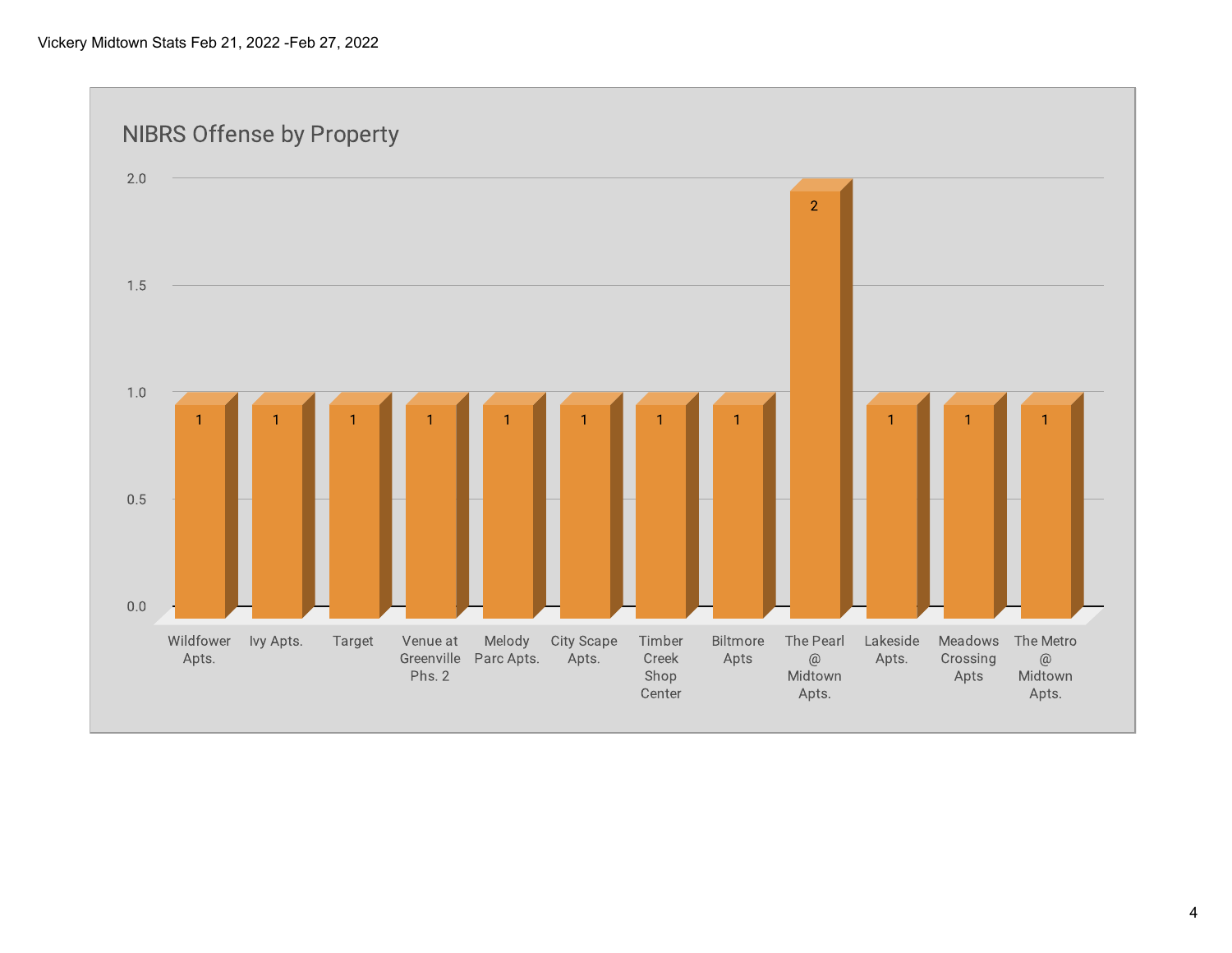Vickery Midtown Stats Feb 21, 2022 -Feb 27, 2022

## NIBRS Offense by Property

| Property | Count |
| --- | --- |
| Wildfower Apts. | 1 |
| Ivy Apts. | 1 |
| Target | 1 |
| Venue at Greenville Phs. 2 | 1 |
| Melody Parc Apts. | 1 |
| City Scape Apts. | 1 |
| Timber Creek Shop Center | 1 |
| Biltmore Apts | 1 |
| The Pearl @ Midtown Apts. | 2 |
| Lakeside Apts. | 1 |
| Meadows Crossing Apts | 1 |
| The Metro @ Midtown Apts. | 1 |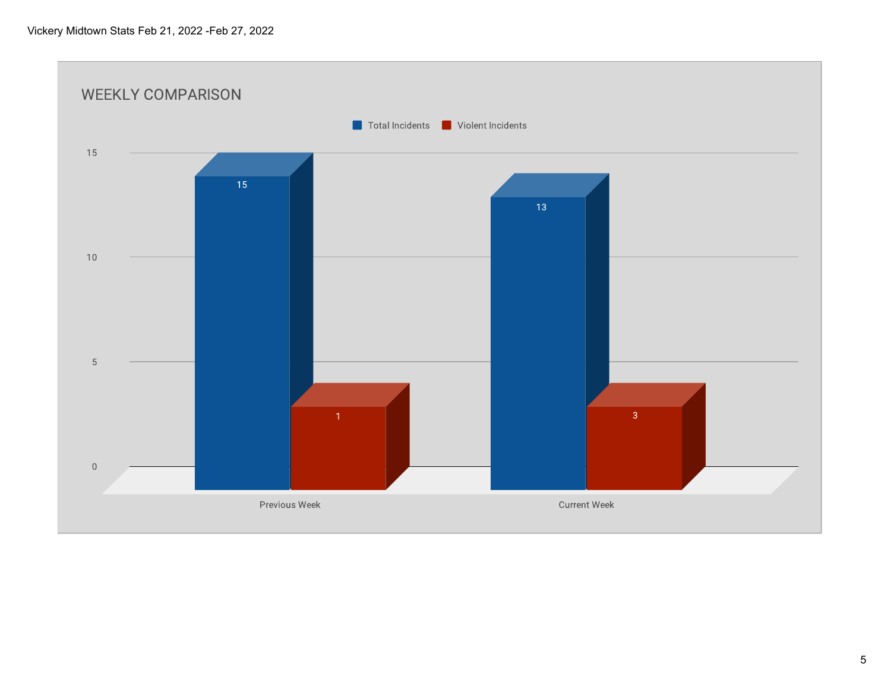Vickery Midtown Stats Feb 21, 2022 -Feb 27, 2022

WEEKLY COMPARISON

Total Incidents
Violent Incidents

15
10
5
0

15
1
13
3

Previous Week
Current Week